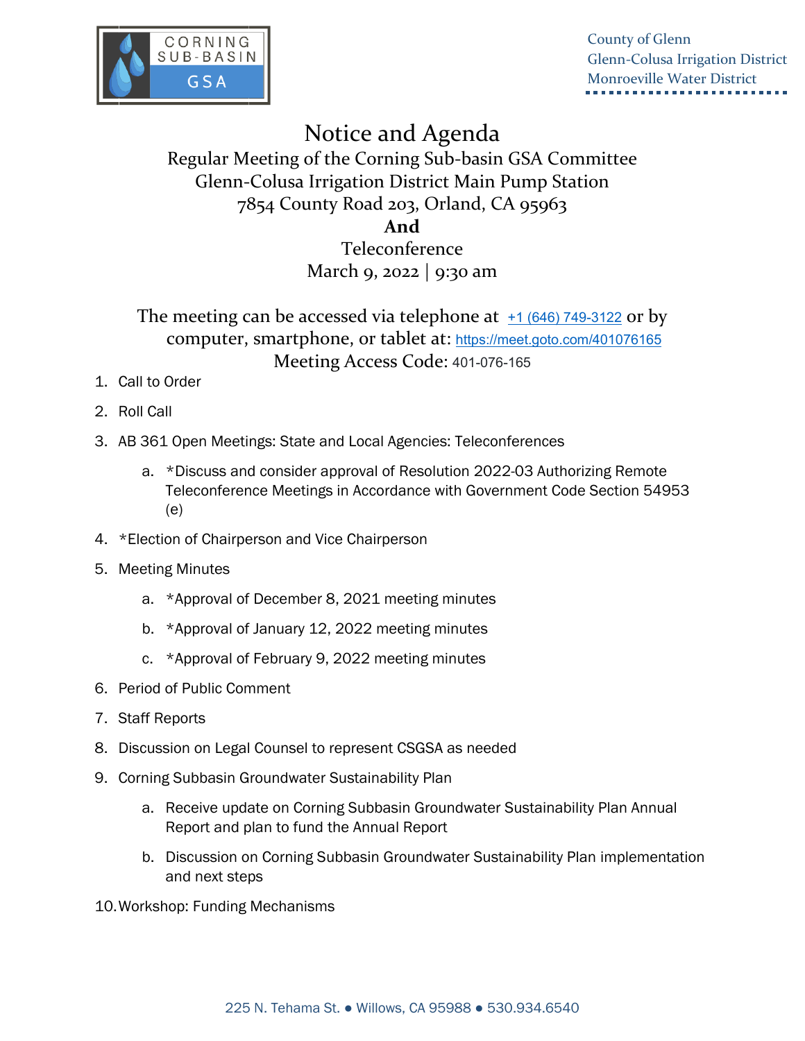CORNING SUB-BASIN GSA

County of Glenn
Glenn-Colusa Irrigation District
Monroeville Water District

# Notice and Agenda

Regular Meeting of the Corning Sub-basin GSA Committee
Glenn-Colusa Irrigation District Main Pump Station
7854 County Road 203, Orland, CA 95963
**And**
Teleconference
March 9, 2022 | 9:30 am

The meeting can be accessed via telephone at +1 (646) 749-3122 or by computer, smartphone, or tablet at: https://meet.goto.com/401076165
Meeting Access Code: 401-076-165

1. Call to Order
2. Roll Call
3. AB 361 Open Meetings: State and Local Agencies: Teleconferences
   a. *Discuss and consider approval of Resolution 2022-03 Authorizing Remote Teleconference Meetings in Accordance with Government Code Section 54953 (e)
4. *Election of Chairperson and Vice Chairperson
5. Meeting Minutes
   a. *Approval of December 8, 2021 meeting minutes
   b. *Approval of January 12, 2022 meeting minutes
   c. *Approval of February 9, 2022 meeting minutes
6. Period of Public Comment
7. Staff Reports
8. Discussion on Legal Counsel to represent CSGSA as needed
9. Corning Subbasin Groundwater Sustainability Plan
   a. Receive update on Corning Subbasin Groundwater Sustainability Plan Annual Report and plan to fund the Annual Report
   b. Discussion on Corning Subbasin Groundwater Sustainability Plan implementation and next steps
10. Workshop: Funding Mechanisms

225 N. Tehama St. ● Willows, CA 95988 ● 530.934.6540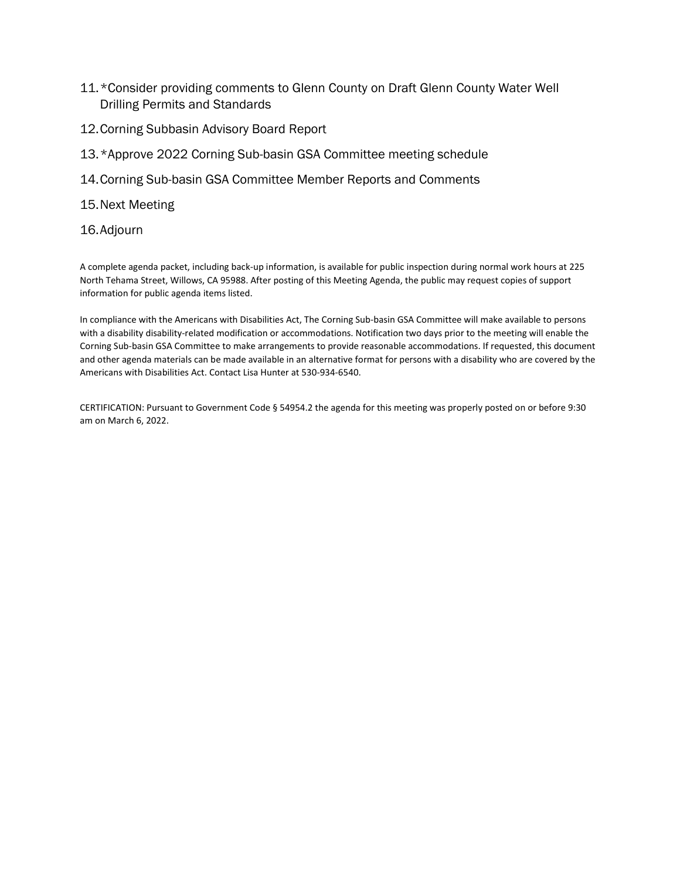11. *Consider providing comments to Glenn County on Draft Glenn County Water Well Drilling Permits and Standards
12. Corning Subbasin Advisory Board Report
13. *Approve 2022 Corning Sub-basin GSA Committee meeting schedule
14. Corning Sub-basin GSA Committee Member Reports and Comments
15. Next Meeting
16. Adjourn

A complete agenda packet, including back-up information, is available for public inspection during normal work hours at 225 North Tehama Street, Willows, CA 95988. After posting of this Meeting Agenda, the public may request copies of support information for public agenda items listed.

In compliance with the Americans with Disabilities Act, The Corning Sub-basin GSA Committee will make available to persons with a disability disability-related modification or accommodations. Notification two days prior to the meeting will enable the Corning Sub-basin GSA Committee to make arrangements to provide reasonable accommodations. If requested, this document and other agenda materials can be made available in an alternative format for persons with a disability who are covered by the Americans with Disabilities Act. Contact Lisa Hunter at 530-934-6540.

CERTIFICATION: Pursuant to Government Code § 54954.2 the agenda for this meeting was properly posted on or before 9:30 am on March 6, 2022.